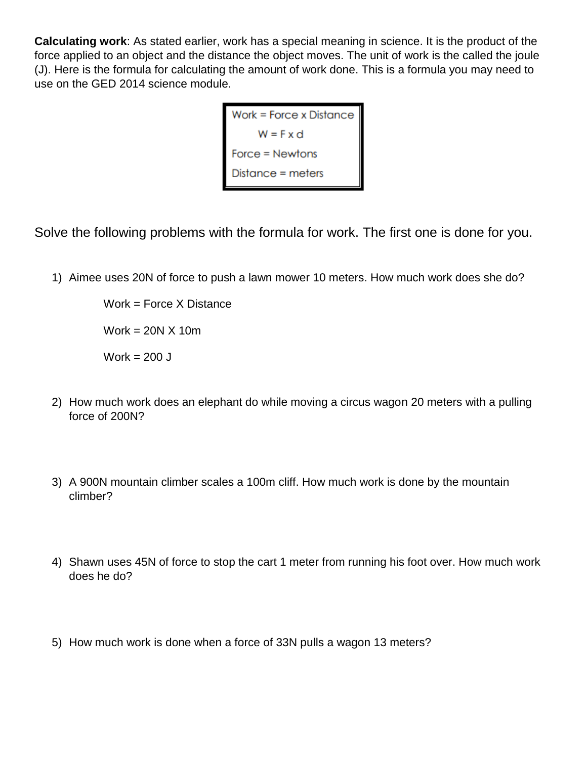**Calculating work**: As stated earlier, work has a special meaning in science. It is the product of the force applied to an object and the distance the object moves. The unit of work is the called the joule (J). Here is the formula for calculating the amount of work done. This is a formula you may need to use on the GED 2014 science module.

> Work = Force x Distance
>
> W = F x d
>
> Force = Newtons
>
> Distance = meters

Solve the following problems with the formula for work. The first one is done for you.

1) Aimee uses 20N of force to push a lawn mower 10 meters. How much work does she do?

   Work = Force X Distance

   Work = 20N X 10m

   Work = 200 J

2) How much work does an elephant do while moving a circus wagon 20 meters with a pulling force of 200N?

3) A 900N mountain climber scales a 100m cliff. How much work is done by the mountain climber?

4) Shawn uses 45N of force to stop the cart 1 meter from running his foot over. How much work does he do?

5) How much work is done when a force of 33N pulls a wagon 13 meters?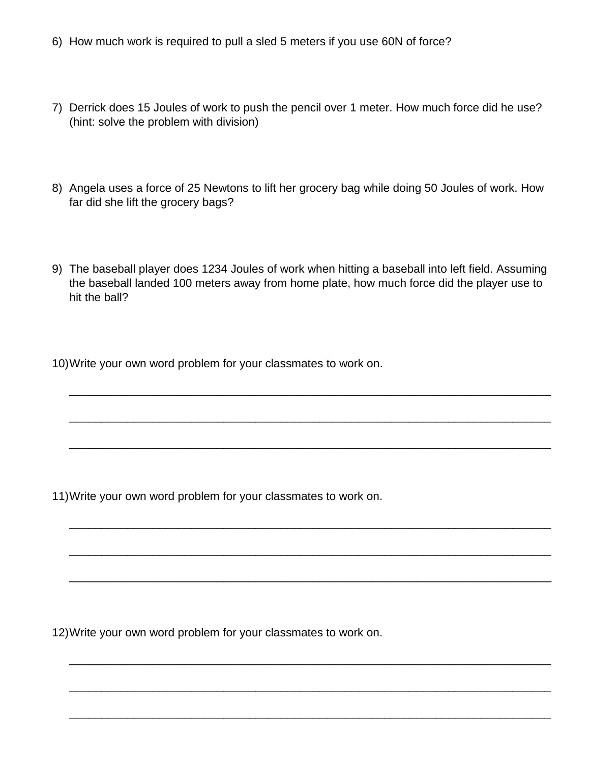6) How much work is required to pull a sled 5 meters if you use 60N of force?

7) Derrick does 15 Joules of work to push the pencil over 1 meter. How much force did he use? (hint: solve the problem with division)

8) Angela uses a force of 25 Newtons to lift her grocery bag while doing 50 Joules of work. How far did she lift the grocery bags?

9) The baseball player does 1234 Joules of work when hitting a baseball into left field. Assuming the baseball landed 100 meters away from home plate, how much force did the player use to hit the ball?

10) Write your own word problem for your classmates to work on.

_______________________________________________________________________________

_______________________________________________________________________________

_______________________________________________________________________________

11) Write your own word problem for your classmates to work on.

_______________________________________________________________________________

_______________________________________________________________________________

_______________________________________________________________________________

12) Write your own word problem for your classmates to work on.

_______________________________________________________________________________

_______________________________________________________________________________

_______________________________________________________________________________